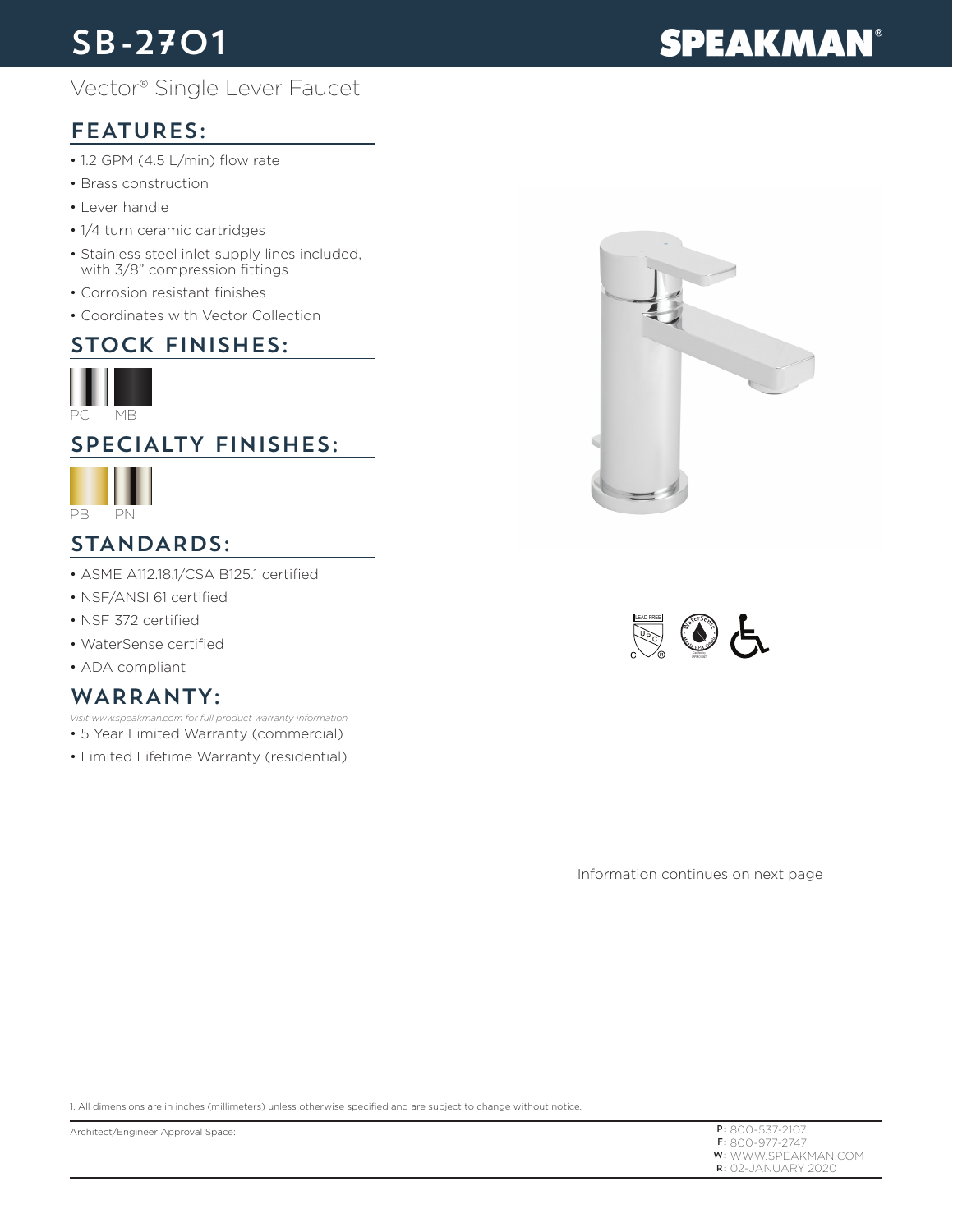# SB-2701

**SPEAKMAN®**

Vector® Single Lever Faucet

## FEATURES:

- 1.2 GPM (4.5 L/min) flow rate
- Brass construction
- Lever handle
- 1/4 turn ceramic cartridges
- Stainless steel inlet supply lines included, with 3/8" compression fittings
- Corrosion resistant finishes
- Coordinates with Vector Collection

## STOCK FINISHES:

PC MB

## SPECIALTY FINISHES:

PB PN

## STANDARDS:

- ASME A112.18.1/CSA B125.1 certified
- NSF/ANSI 61 certified
- NSF 372 certified
- WaterSense certified
- ADA compliant

## WARRANTY:

*Visit www.speakman.com for full product warranty information*

- 5 Year Limited Warranty (commercial)
- Limited Lifetime Warranty (residential)

Information continues on next page

1. All dimensions are in inches (millimeters) unless otherwise specified and are subject to change without notice.

Architect/Engineer Approval Space:

**P:** 800-537-2107
**F:** 800-977-2747
**W:** WWW.SPEAKMAN.COM
**R:** 02-JANUARY 2020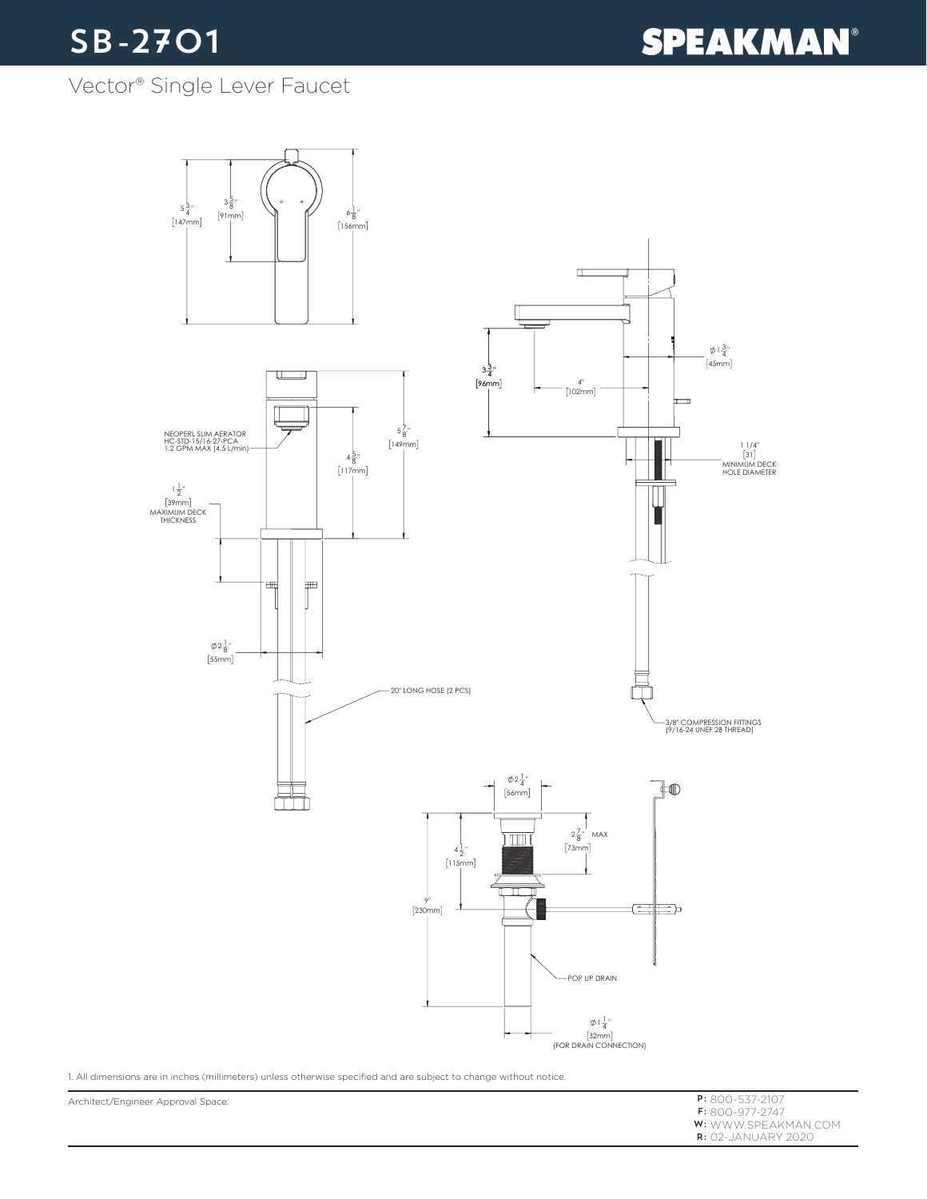# SB-2701

**SPEAKMAN®**

## Vector® Single Lever Faucet

5 3/4" [147mm]

3 5/8" [91mm]

6 1/8" [156mm]

NEOPERL SLIM AERATOR HC-STD-15/16-27-PCA 1.2 GPM MAX (4.5 L/min)

4 5/8" [117mm]

5 7/8" [149mm]

1 1/2" [39mm] MAXIMUM DECK THICKNESS

Ø2 1/8" [55mm]

20" LONG HOSE (2 PCS)

3 3/4" [96mm]

4" [102mm]

Ø1 3/4" [45mm]

1 1/4" [31] MINIMUM DECK HOLE DIAMETER

3/8" COMPRESSION FITTINGS (9/16-24 UNEF 2B THREAD)

Ø2 1/4" [56mm]

2 7/8" MAX [73mm]

4 1/2" [115mm]

9" [230mm]

POP UP DRAIN

Ø1 1/4" [32mm] (FOR DRAIN CONNECTION)

1. All dimensions are in inches (millimeters) unless otherwise specified and are subject to change without notice.

Architect/Engineer Approval Space:

**P:** 800-537-2107
**F:** 800-977-2747
**W:** WWW.SPEAKMAN.COM
**R:** 02-JANUARY 2020